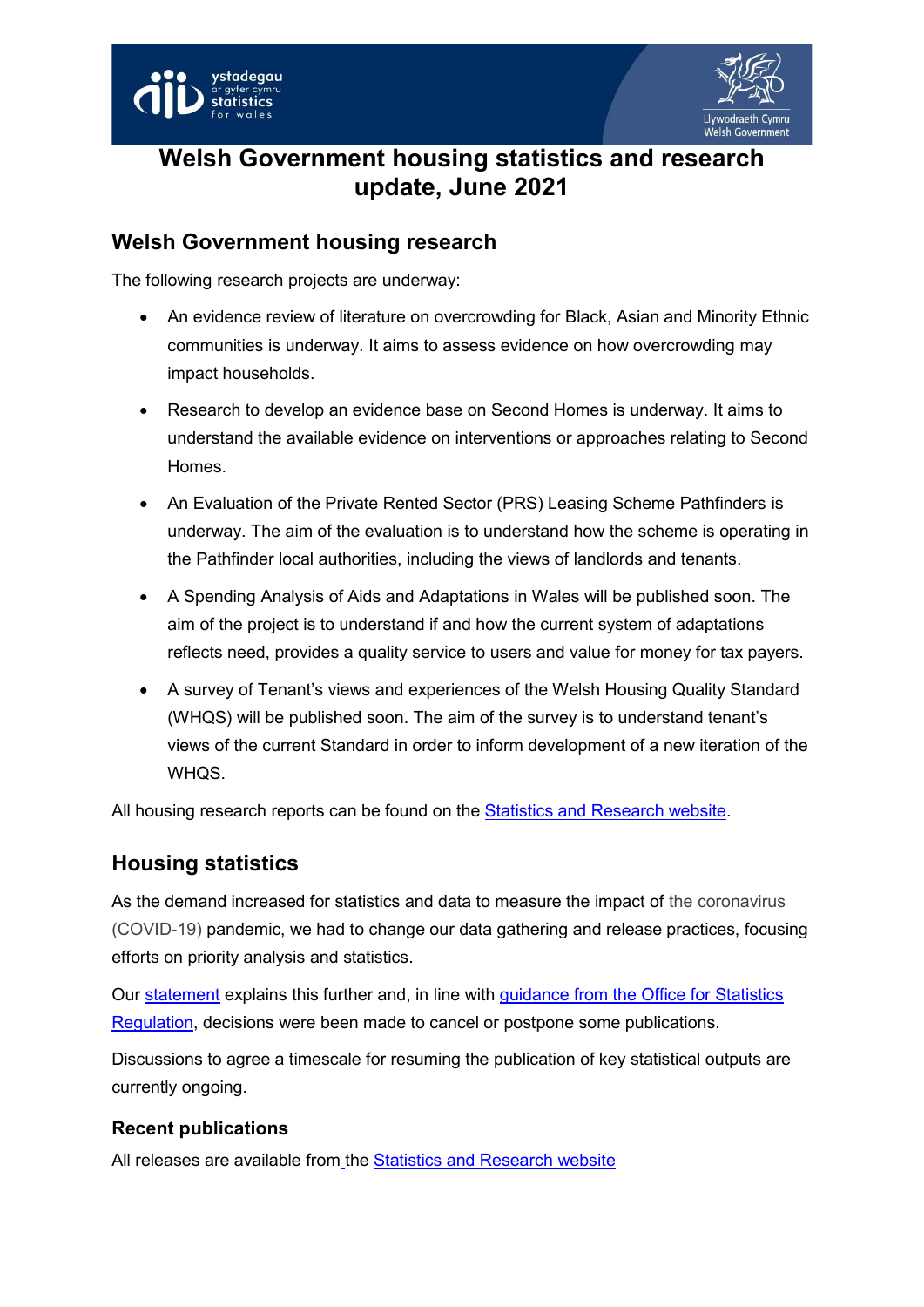# Welsh Government housing statistics and research update, June 2021

## Welsh Government housing research

The following research projects are underway:

- An evidence review of literature on overcrowding for Black, Asian and Minority Ethnic communities is underway. It aims to assess evidence on how overcrowding may impact households.
- Research to develop an evidence base on Second Homes is underway. It aims to understand the available evidence on interventions or approaches relating to Second Homes.
- An Evaluation of the Private Rented Sector (PRS) Leasing Scheme Pathfinders is underway. The aim of the evaluation is to understand how the scheme is operating in the Pathfinder local authorities, including the views of landlords and tenants.
- A Spending Analysis of Aids and Adaptations in Wales will be published soon. The aim of the project is to understand if and how the current system of adaptations reflects need, provides a quality service to users and value for money for tax payers.
- A survey of Tenant's views and experiences of the Welsh Housing Quality Standard (WHQS) will be published soon. The aim of the survey is to understand tenant's views of the current Standard in order to inform development of a new iteration of the WHQS.

All housing research reports can be found on the [Statistics and Research website](#).

## Housing statistics

As the demand increased for statistics and data to measure the impact of the coronavirus (COVID-19) pandemic, we had to change our data gathering and release practices, focusing efforts on priority analysis and statistics.

Our [statement](#) explains this further and, in line with [guidance from the Office for Statistics Regulation](#), decisions were been made to cancel or postpone some publications.

Discussions to agree a timescale for resuming the publication of key statistical outputs are currently ongoing.

### Recent publications

All releases are available from the [Statistics and Research website](#)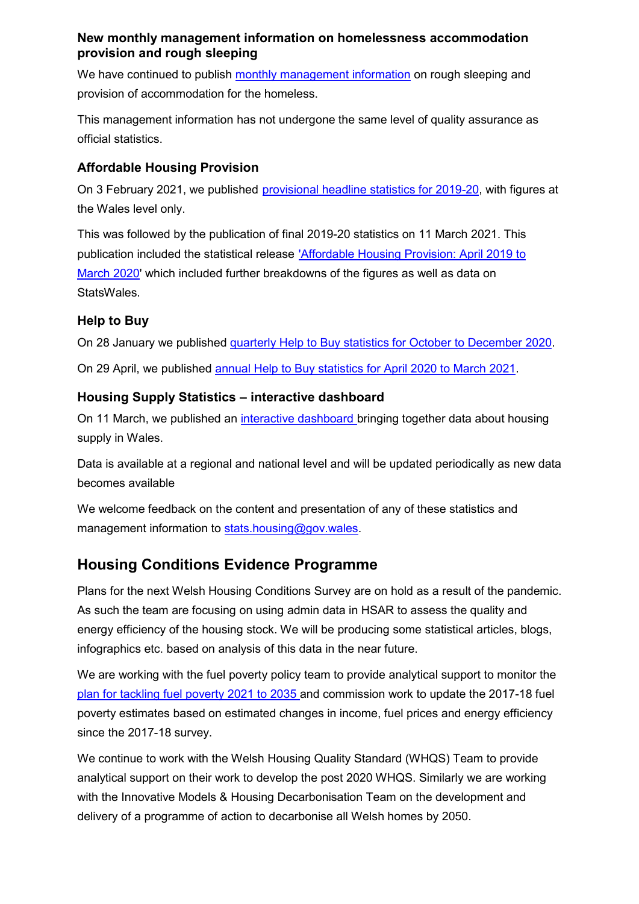### New monthly management information on homelessness accommodation provision and rough sleeping

We have continued to publish monthly management information on rough sleeping and provision of accommodation for the homeless.

This management information has not undergone the same level of quality assurance as official statistics.

### Affordable Housing Provision

On 3 February 2021, we published provisional headline statistics for 2019-20, with figures at the Wales level only.

This was followed by the publication of final 2019-20 statistics on 11 March 2021. This publication included the statistical release 'Affordable Housing Provision: April 2019 to March 2020' which included further breakdowns of the figures as well as data on StatsWales.

### Help to Buy

On 28 January we published quarterly Help to Buy statistics for October to December 2020.

On 29 April, we published annual Help to Buy statistics for April 2020 to March 2021.

### Housing Supply Statistics – interactive dashboard

On 11 March, we published an interactive dashboard bringing together data about housing supply in Wales.

Data is available at a regional and national level and will be updated periodically as new data becomes available

We welcome feedback on the content and presentation of any of these statistics and management information to stats.housing@gov.wales.

## Housing Conditions Evidence Programme

Plans for the next Welsh Housing Conditions Survey are on hold as a result of the pandemic. As such the team are focusing on using admin data in HSAR to assess the quality and energy efficiency of the housing stock. We will be producing some statistical articles, blogs, infographics etc. based on analysis of this data in the near future.

We are working with the fuel poverty policy team to provide analytical support to monitor the plan for tackling fuel poverty 2021 to 2035 and commission work to update the 2017-18 fuel poverty estimates based on estimated changes in income, fuel prices and energy efficiency since the 2017-18 survey.

We continue to work with the Welsh Housing Quality Standard (WHQS) Team to provide analytical support on their work to develop the post 2020 WHQS. Similarly we are working with the Innovative Models & Housing Decarbonisation Team on the development and delivery of a programme of action to decarbonise all Welsh homes by 2050.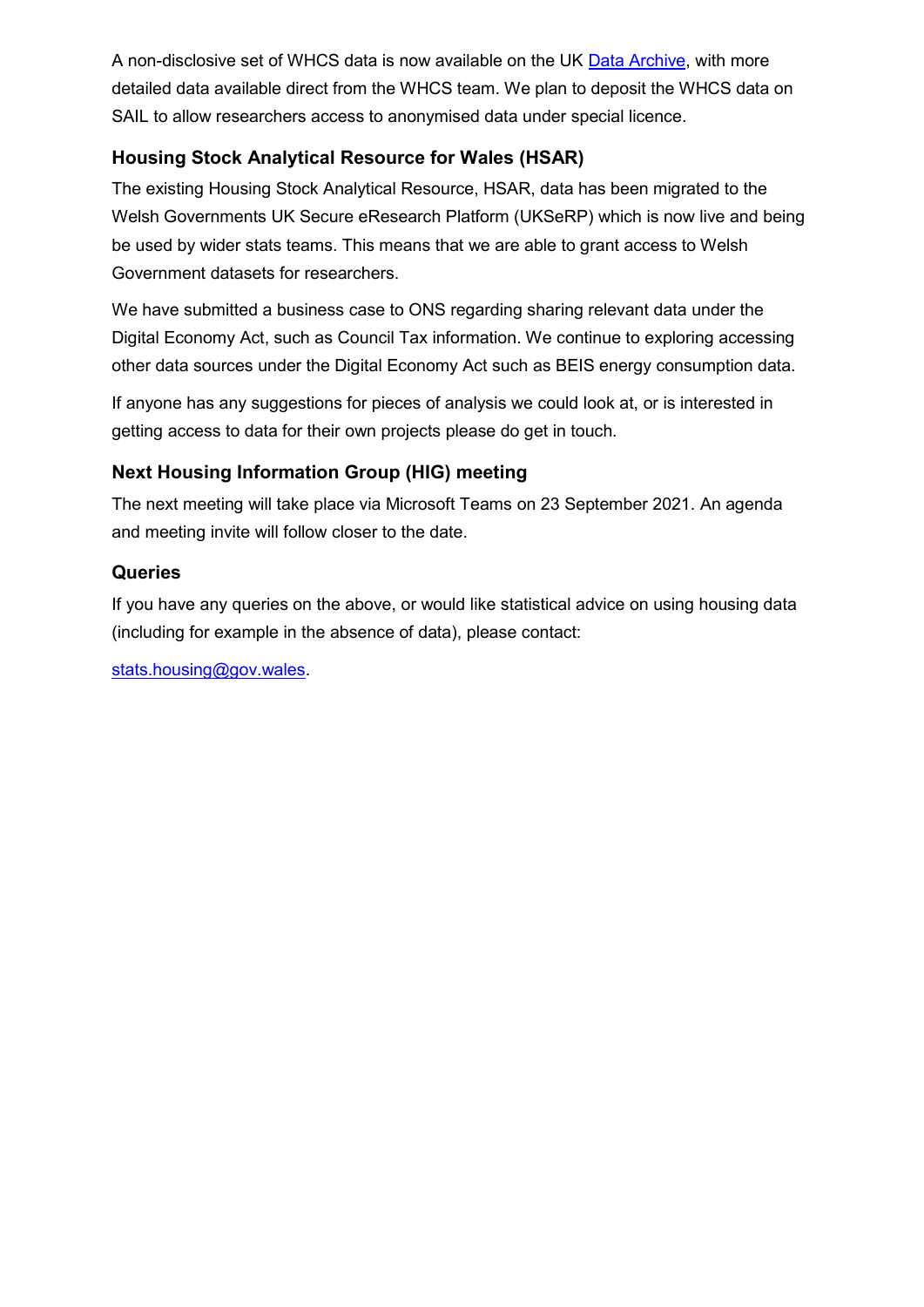A non-disclosive set of WHCS data is now available on the UK [Data Archive](), with more detailed data available direct from the WHCS team. We plan to deposit the WHCS data on SAIL to allow researchers access to anonymised data under special licence.

### Housing Stock Analytical Resource for Wales (HSAR)

The existing Housing Stock Analytical Resource, HSAR, data has been migrated to the Welsh Governments UK Secure eResearch Platform (UKSeRP) which is now live and being be used by wider stats teams. This means that we are able to grant access to Welsh Government datasets for researchers.

We have submitted a business case to ONS regarding sharing relevant data under the Digital Economy Act, such as Council Tax information. We continue to exploring accessing other data sources under the Digital Economy Act such as BEIS energy consumption data.

If anyone has any suggestions for pieces of analysis we could look at, or is interested in getting access to data for their own projects please do get in touch.

### Next Housing Information Group (HIG) meeting

The next meeting will take place via Microsoft Teams on 23 September 2021. An agenda and meeting invite will follow closer to the date.

### Queries

If you have any queries on the above, or would like statistical advice on using housing data (including for example in the absence of data), please contact:

stats.housing@gov.wales.